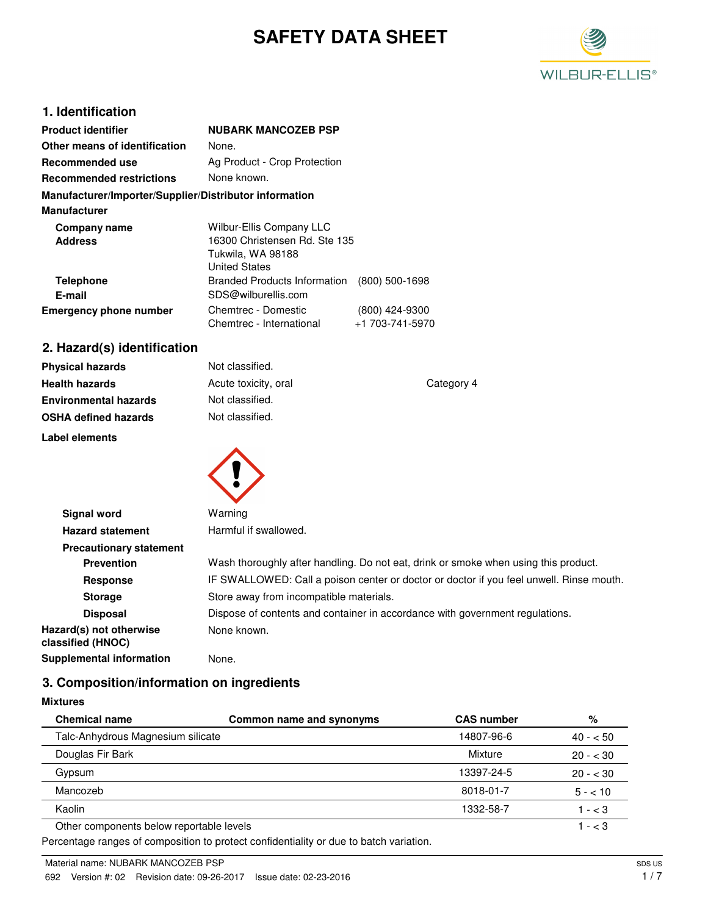# SAFETY DATA SHEET

## 1. Identification

**Product identifier** NUBARK MANCOZEB PSP

**Other means of identification** None.

**Recommended use** Ag Product - Crop Protection

**Recommended restrictions** None known.

**Manufacturer/Importer/Supplier/Distributor information**

**Manufacturer**

**Company name** Wilbur-Ellis Company LLC

**Address** 16300 Christensen Rd. Ste 135
Tukwila, WA 98188
United States

**Telephone** Branded Products Information (800) 500-1698

**E-mail** SDS@wilburellis.com

**Emergency phone number** Chemtrec - Domestic (800) 424-9300
Chemtrec - International +1 703-741-5970

## 2. Hazard(s) identification

**Physical hazards** Not classified.

**Health hazards** Acute toxicity, oral Category 4

**Environmental hazards** Not classified.

**OSHA defined hazards** Not classified.

**Label elements**

**Signal word** Warning

**Hazard statement** Harmful if swallowed.

**Precautionary statement**

**Prevention** Wash thoroughly after handling. Do not eat, drink or smoke when using this product.

**Response** IF SWALLOWED: Call a poison center or doctor or doctor if you feel unwell. Rinse mouth.

**Storage** Store away from incompatible materials.

**Disposal** Dispose of contents and container in accordance with government regulations.

**Hazard(s) not otherwise classified (HNOC)** None known.

**Supplemental information** None.

## 3. Composition/information on ingredients

**Mixtures**

| Chemical name | Common name and synonyms | CAS number | % |
|---|---|---|---|
| Talc-Anhydrous Magnesium silicate | | 14807-96-6 | 40 - < 50 |
| Douglas Fir Bark | | Mixture | 20 - < 30 |
| Gypsum | | 13397-24-5 | 20 - < 30 |
| Mancozeb | | 8018-01-7 | 5 - < 10 |
| Kaolin | | 1332-58-7 | 1 - < 3 |
| Other components below reportable levels | | | 1 - < 3 |

Percentage ranges of composition to protect confidentiality or due to batch variation.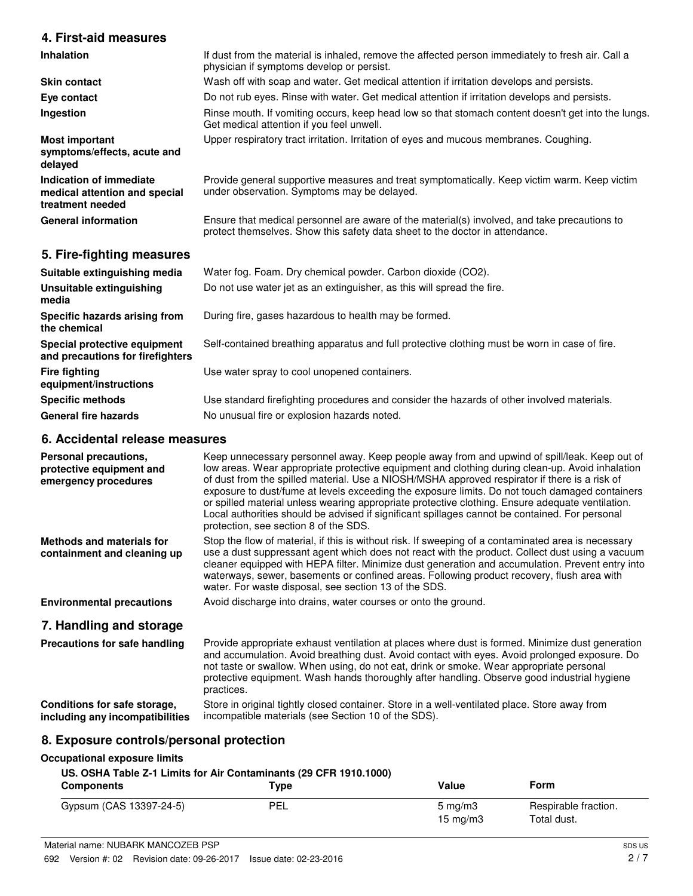## 4. First-aid measures

| | |
|---|---|
| **Inhalation** | If dust from the material is inhaled, remove the affected person immediately to fresh air. Call a physician if symptoms develop or persist. |
| **Skin contact** | Wash off with soap and water. Get medical attention if irritation develops and persists. |
| **Eye contact** | Do not rub eyes. Rinse with water. Get medical attention if irritation develops and persists. |
| **Ingestion** | Rinse mouth. If vomiting occurs, keep head low so that stomach content doesn't get into the lungs. Get medical attention if you feel unwell. |
| **Most important symptoms/effects, acute and delayed** | Upper respiratory tract irritation. Irritation of eyes and mucous membranes. Coughing. |
| **Indication of immediate medical attention and special treatment needed** | Provide general supportive measures and treat symptomatically. Keep victim warm. Keep victim under observation. Symptoms may be delayed. |
| **General information** | Ensure that medical personnel are aware of the material(s) involved, and take precautions to protect themselves. Show this safety data sheet to the doctor in attendance. |

## 5. Fire-fighting measures

| | |
|---|---|
| **Suitable extinguishing media** | Water fog. Foam. Dry chemical powder. Carbon dioxide ($CO_2$). |
| **Unsuitable extinguishing media** | Do not use water jet as an extinguisher, as this will spread the fire. |
| **Specific hazards arising from the chemical** | During fire, gases hazardous to health may be formed. |
| **Special protective equipment and precautions for firefighters** | Self-contained breathing apparatus and full protective clothing must be worn in case of fire. |
| **Fire fighting equipment/instructions** | Use water spray to cool unopened containers. |
| **Specific methods** | Use standard firefighting procedures and consider the hazards of other involved materials. |
| **General fire hazards** | No unusual fire or explosion hazards noted. |

## 6. Accidental release measures

| | |
|---|---|
| **Personal precautions, protective equipment and emergency procedures** | Keep unnecessary personnel away. Keep people away from and upwind of spill/leak. Keep out of low areas. Wear appropriate protective equipment and clothing during clean-up. Avoid inhalation of dust from the spilled material. Use a NIOSH/MSHA approved respirator if there is a risk of exposure to dust/fume at levels exceeding the exposure limits. Do not touch damaged containers or spilled material unless wearing appropriate protective clothing. Ensure adequate ventilation. Local authorities should be advised if significant spillages cannot be contained. For personal protection, see section 8 of the SDS. |
| **Methods and materials for containment and cleaning up** | Stop the flow of material, if this is without risk. If sweeping of a contaminated area is necessary use a dust suppressant agent which does not react with the product. Collect dust using a vacuum cleaner equipped with HEPA filter. Minimize dust generation and accumulation. Prevent entry into waterways, sewer, basements or confined areas. Following product recovery, flush area with water. For waste disposal, see section 13 of the SDS. |
| **Environmental precautions** | Avoid discharge into drains, water courses or onto the ground. |

## 7. Handling and storage

| | |
|---|---|
| **Precautions for safe handling** | Provide appropriate exhaust ventilation at places where dust is formed. Minimize dust generation and accumulation. Avoid breathing dust. Avoid contact with eyes. Avoid prolonged exposure. Do not taste or swallow. When using, do not eat, drink or smoke. Wear appropriate personal protective equipment. Wash hands thoroughly after handling. Observe good industrial hygiene practices. |
| **Conditions for safe storage, including any incompatibilities** | Store in original tightly closed container. Store in a well-ventilated place. Store away from incompatible materials (see Section 10 of the SDS). |

## 8. Exposure controls/personal protection

**Occupational exposure limits**

**US. OSHA Table Z-1 Limits for Air Contaminants (29 CFR 1910.1000)**

| Components | Type | Value | Form |
|---|---|---|---|
| Gypsum (CAS 13397-24-5) | PEL | 5 mg/m3 | Respirable fraction. |
| | | 15 mg/m3 | Total dust. |

Material name: NUBARK MANCOZEB PSP

692 Version #: 02 Revision date: 09-26-2017 Issue date: 02-23-2016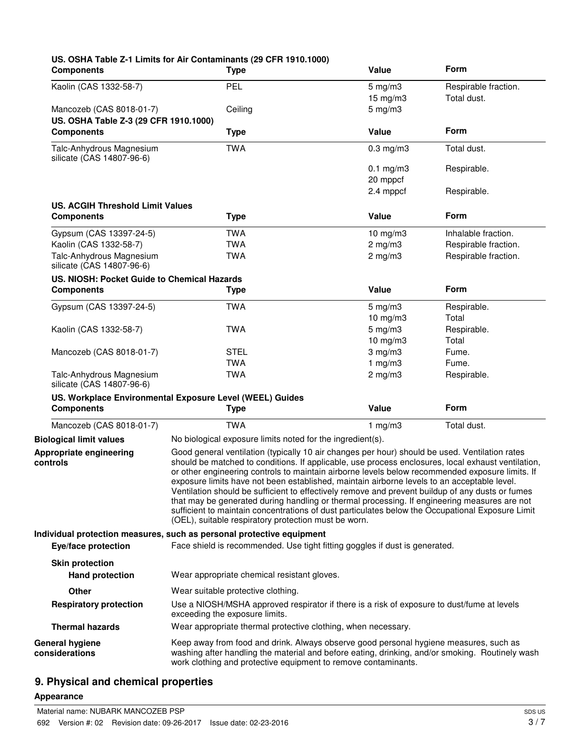**US. OSHA Table Z-1 Limits for Air Contaminants (29 CFR 1910.1000)**

| Components | Type | Value | Form |
|---|---|---|---|
| Kaolin (CAS 1332-58-7) | PEL | 5 mg/m3 | Respirable fraction. |
| | | 15 mg/m3 | Total dust. |
| Mancozeb (CAS 8018-01-7) | Ceiling | 5 mg/m3 | |

**US. OSHA Table Z-3 (29 CFR 1910.1000)**

| Components | Type | Value | Form |
|---|---|---|---|
| Talc-Anhydrous Magnesium silicate (CAS 14807-96-6) | TWA | 0.3 mg/m3 | Total dust. |
| | | 0.1 mg/m3 | Respirable. |
| | | 20 mppcf | |
| | | 2.4 mppcf | Respirable. |

**US. ACGIH Threshold Limit Values**

| Components | Type | Value | Form |
|---|---|---|---|
| Gypsum (CAS 13397-24-5) | TWA | 10 mg/m3 | Inhalable fraction. |
| Kaolin (CAS 1332-58-7) | TWA | 2 mg/m3 | Respirable fraction. |
| Talc-Anhydrous Magnesium silicate (CAS 14807-96-6) | TWA | 2 mg/m3 | Respirable fraction. |

**US. NIOSH: Pocket Guide to Chemical Hazards**

| Components | Type | Value | Form |
|---|---|---|---|
| Gypsum (CAS 13397-24-5) | TWA | 5 mg/m3 | Respirable. |
| | | 10 mg/m3 | Total |
| Kaolin (CAS 1332-58-7) | TWA | 5 mg/m3 | Respirable. |
| | | 10 mg/m3 | Total |
| Mancozeb (CAS 8018-01-7) | STEL | 3 mg/m3 | Fume. |
| | TWA | 1 mg/m3 | Fume. |
| Talc-Anhydrous Magnesium silicate (CAS 14807-96-6) | TWA | 2 mg/m3 | Respirable. |

**US. Workplace Environmental Exposure Level (WEEL) Guides**

| Components | Type | Value | Form |
|---|---|---|---|
| Mancozeb (CAS 8018-01-7) | TWA | 1 mg/m3 | Total dust. |

**Biological limit values**
No biological exposure limits noted for the ingredient(s).

**Appropriate engineering controls**
Good general ventilation (typically 10 air changes per hour) should be used. Ventilation rates should be matched to conditions. If applicable, use process enclosures, local exhaust ventilation, or other engineering controls to maintain airborne levels below recommended exposure limits. If exposure limits have not been established, maintain airborne levels to an acceptable level. Ventilation should be sufficient to effectively remove and prevent buildup of any dusts or fumes that may be generated during handling or thermal processing. If engineering measures are not sufficient to maintain concentrations of dust particulates below the Occupational Exposure Limit (OEL), suitable respiratory protection must be worn.

**Individual protection measures, such as personal protective equipment**

**Eye/face protection**
Face shield is recommended. Use tight fitting goggles if dust is generated.

**Skin protection**

**Hand protection**
Wear appropriate chemical resistant gloves.

**Other**
Wear suitable protective clothing.

**Respiratory protection**
Use a NIOSH/MSHA approved respirator if there is a risk of exposure to dust/fume at levels exceeding the exposure limits.

**Thermal hazards**
Wear appropriate thermal protective clothing, when necessary.

**General hygiene considerations**
Keep away from food and drink. Always observe good personal hygiene measures, such as washing after handling the material and before eating, drinking, and/or smoking. Routinely wash work clothing and protective equipment to remove contaminants.

## 9. Physical and chemical properties

**Appearance**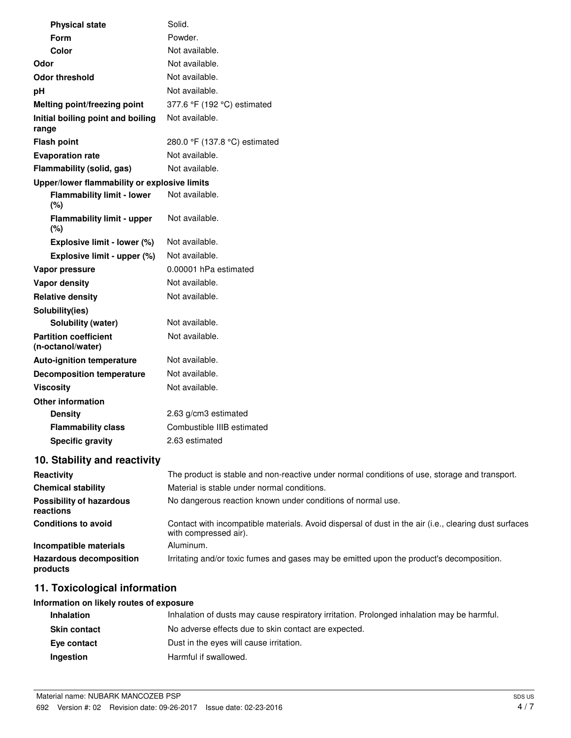| | |
|---|---|
| **Physical state** | Solid. |
| **Form** | Powder. |
| **Color** | Not available. |
| **Odor** | Not available. |
| **Odor threshold** | Not available. |
| **pH** | Not available. |
| **Melting point/freezing point** | 377.6 °F (192 °C) estimated |
| **Initial boiling point and boiling range** | Not available. |
| **Flash point** | 280.0 °F (137.8 °C) estimated |
| **Evaporation rate** | Not available. |
| **Flammability (solid, gas)** | Not available. |
| **Upper/lower flammability or explosive limits** | |
| **Flammability limit - lower (%)** | Not available. |
| **Flammability limit - upper (%)** | Not available. |
| **Explosive limit - lower (%)** | Not available. |
| **Explosive limit - upper (%)** | Not available. |
| **Vapor pressure** | 0.00001 hPa estimated |
| **Vapor density** | Not available. |
| **Relative density** | Not available. |
| **Solubility(ies)** | |
| **Solubility (water)** | Not available. |
| **Partition coefficient (n-octanol/water)** | Not available. |
| **Auto-ignition temperature** | Not available. |
| **Decomposition temperature** | Not available. |
| **Viscosity** | Not available. |
| **Other information** | |
| **Density** | 2.63 g/cm3 estimated |
| **Flammability class** | Combustible IIIB estimated |
| **Specific gravity** | 2.63 estimated |

## 10. Stability and reactivity

| | |
|---|---|
| **Reactivity** | The product is stable and non-reactive under normal conditions of use, storage and transport. |
| **Chemical stability** | Material is stable under normal conditions. |
| **Possibility of hazardous reactions** | No dangerous reaction known under conditions of normal use. |
| **Conditions to avoid** | Contact with incompatible materials. Avoid dispersal of dust in the air (i.e., clearing dust surfaces with compressed air). |
| **Incompatible materials** | Aluminum. |
| **Hazardous decomposition products** | Irritating and/or toxic fumes and gases may be emitted upon the product's decomposition. |

## 11. Toxicological information

**Information on likely routes of exposure**

| | |
|---|---|
| **Inhalation** | Inhalation of dusts may cause respiratory irritation. Prolonged inhalation may be harmful. |
| **Skin contact** | No adverse effects due to skin contact are expected. |
| **Eye contact** | Dust in the eyes will cause irritation. |
| **Ingestion** | Harmful if swallowed. |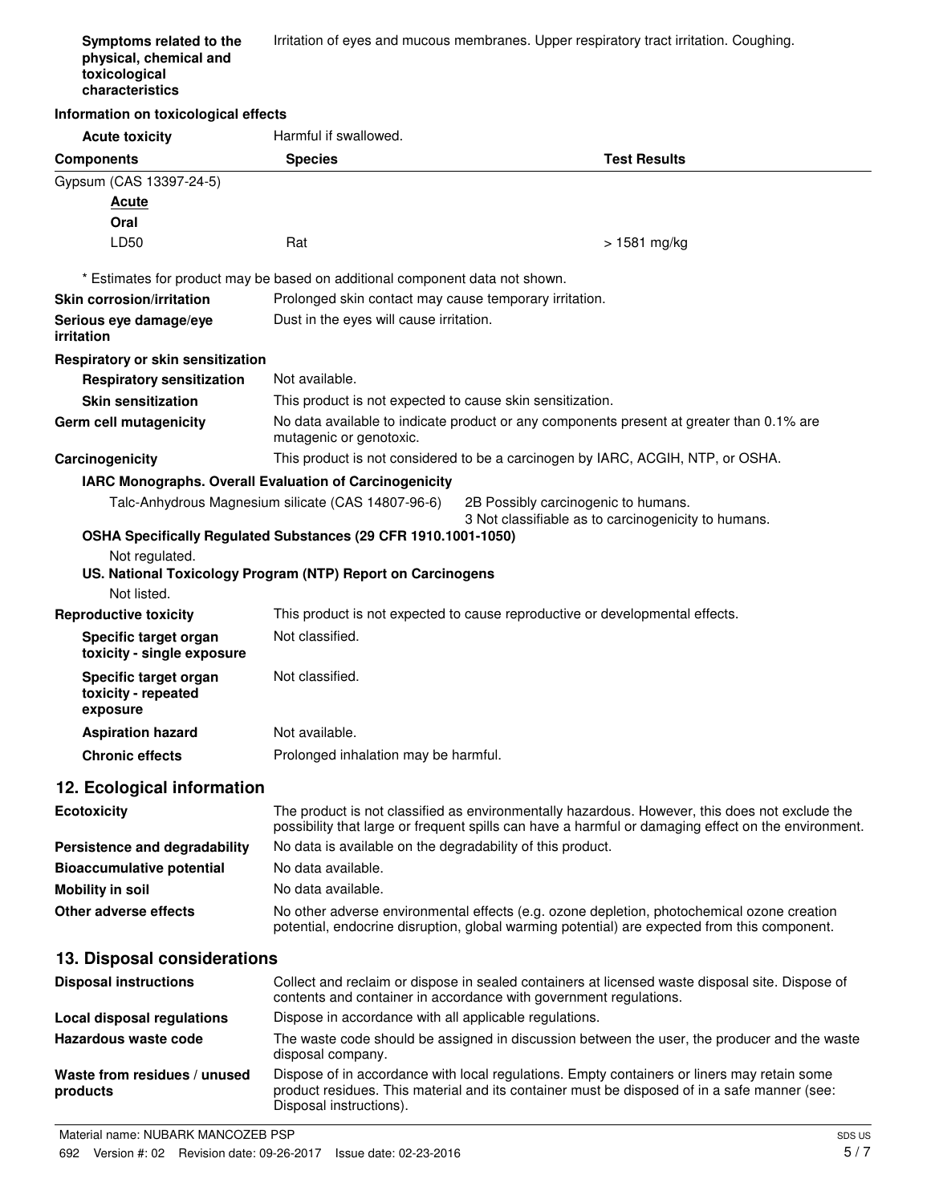**Symptoms related to the physical, chemical and toxicological characteristics** Irritation of eyes and mucous membranes. Upper respiratory tract irritation. Coughing.

**Information on toxicological effects**

**Acute toxicity** Harmful if swallowed.

| Components | Species | Test Results |
|---|---|---|
| Gypsum (CAS 13397-24-5) | | |
| **Acute** | | |
| **Oral** | | |
| LD50 | Rat | > 1581 mg/kg |

\* Estimates for product may be based on additional component data not shown.

**Skin corrosion/irritation** Prolonged skin contact may cause temporary irritation.

**Serious eye damage/eye irritation** Dust in the eyes will cause irritation.

**Respiratory or skin sensitization**

**Respiratory sensitization** Not available.

**Skin sensitization** This product is not expected to cause skin sensitization.

**Germ cell mutagenicity** No data available to indicate product or any components present at greater than 0.1% are mutagenic or genotoxic.

**Carcinogenicity** This product is not considered to be a carcinogen by IARC, ACGIH, NTP, or OSHA.

**IARC Monographs. Overall Evaluation of Carcinogenicity**

Talc-Anhydrous Magnesium silicate (CAS 14807-96-6) 2B Possibly carcinogenic to humans.
3 Not classifiable as to carcinogenicity to humans.

**OSHA Specifically Regulated Substances (29 CFR 1910.1001-1050)**

Not regulated.

**US. National Toxicology Program (NTP) Report on Carcinogens**

Not listed.

**Reproductive toxicity** This product is not expected to cause reproductive or developmental effects.

**Specific target organ toxicity - single exposure** Not classified.

**Specific target organ toxicity - repeated exposure** Not classified.

**Aspiration hazard** Not available.

**Chronic effects** Prolonged inhalation may be harmful.

## 12. Ecological information

**Ecotoxicity** The product is not classified as environmentally hazardous. However, this does not exclude the possibility that large or frequent spills can have a harmful or damaging effect on the environment.

**Persistence and degradability** No data is available on the degradability of this product.

**Bioaccumulative potential** No data available.

**Mobility in soil** No data available.

**Other adverse effects** No other adverse environmental effects (e.g. ozone depletion, photochemical ozone creation potential, endocrine disruption, global warming potential) are expected from this component.

## 13. Disposal considerations

**Disposal instructions** Collect and reclaim or dispose in sealed containers at licensed waste disposal site. Dispose of contents and container in accordance with government regulations.

**Local disposal regulations** Dispose in accordance with all applicable regulations.

**Hazardous waste code** The waste code should be assigned in discussion between the user, the producer and the waste disposal company.

**Waste from residues / unused products** Dispose of in accordance with local regulations. Empty containers or liners may retain some product residues. This material and its container must be disposed of in a safe manner (see: Disposal instructions).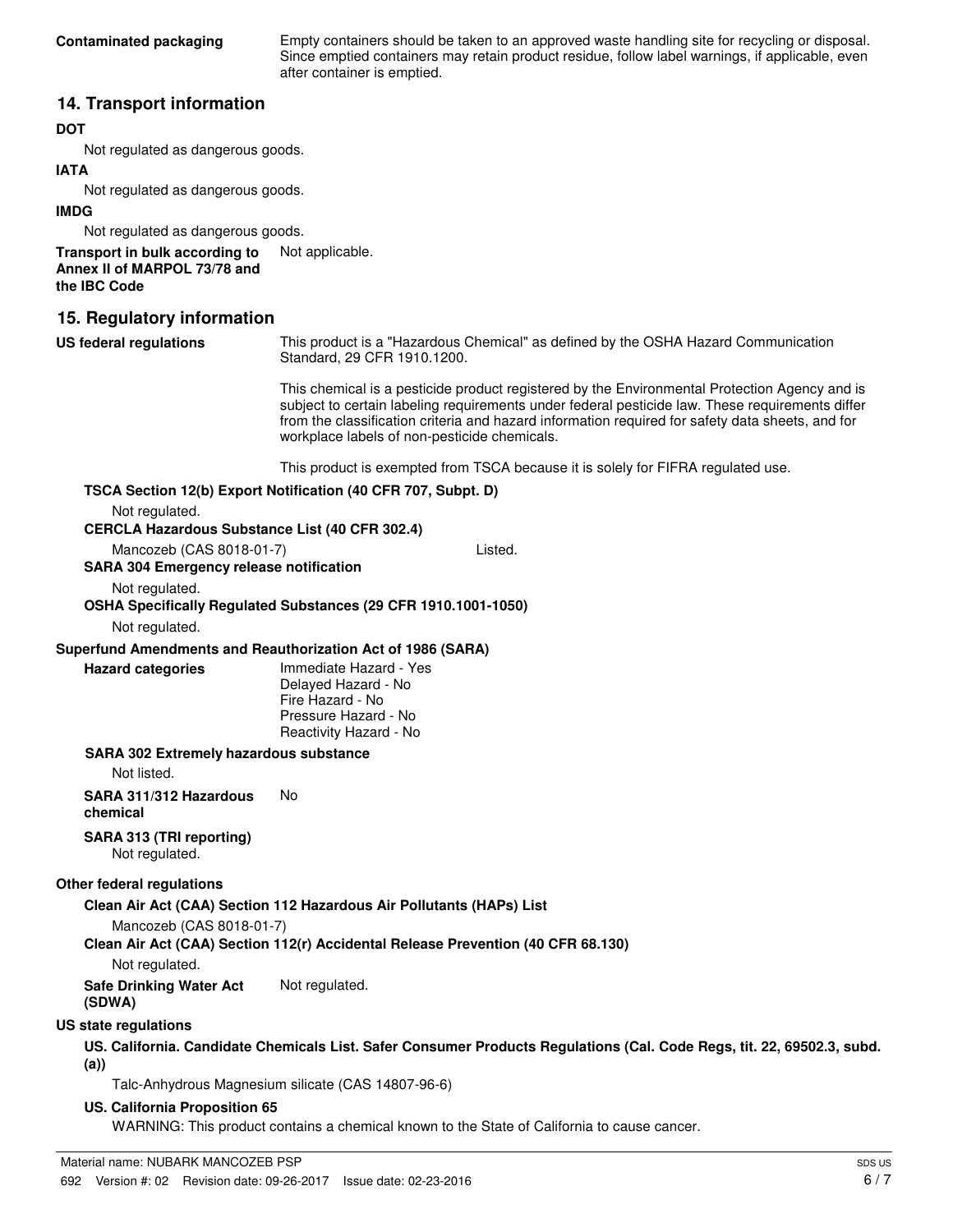**Contaminated packaging** Empty containers should be taken to an approved waste handling site for recycling or disposal. Since emptied containers may retain product residue, follow label warnings, if applicable, even after container is emptied.

## 14. Transport information

**DOT**

Not regulated as dangerous goods.

**IATA**

Not regulated as dangerous goods.

**IMDG**

Not regulated as dangerous goods.

**Transport in bulk according to Annex II of MARPOL 73/78 and the IBC Code** Not applicable.

## 15. Regulatory information

**US federal regulations** This product is a "Hazardous Chemical" as defined by the OSHA Hazard Communication Standard, 29 CFR 1910.1200.

This chemical is a pesticide product registered by the Environmental Protection Agency and is subject to certain labeling requirements under federal pesticide law. These requirements differ from the classification criteria and hazard information required for safety data sheets, and for workplace labels of non-pesticide chemicals.

This product is exempted from TSCA because it is solely for FIFRA regulated use.

**TSCA Section 12(b) Export Notification (40 CFR 707, Subpt. D)**

Not regulated.

**CERCLA Hazardous Substance List (40 CFR 302.4)**

Mancozeb (CAS 8018-01-7) Listed.

**SARA 304 Emergency release notification**

Not regulated.

**OSHA Specifically Regulated Substances (29 CFR 1910.1001-1050)**

Not regulated.

**Superfund Amendments and Reauthorization Act of 1986 (SARA)**

**Hazard categories**
Immediate Hazard - Yes
Delayed Hazard - No
Fire Hazard - No
Pressure Hazard - No
Reactivity Hazard - No

**SARA 302 Extremely hazardous substance**

Not listed.

**SARA 311/312 Hazardous chemical** No

**SARA 313 (TRI reporting)**

Not regulated.

**Other federal regulations**

**Clean Air Act (CAA) Section 112 Hazardous Air Pollutants (HAPs) List**

Mancozeb (CAS 8018-01-7)

**Clean Air Act (CAA) Section 112(r) Accidental Release Prevention (40 CFR 68.130)**

Not regulated.

**Safe Drinking Water Act (SDWA)** Not regulated.

**US state regulations**

**US. California. Candidate Chemicals List. Safer Consumer Products Regulations (Cal. Code Regs, tit. 22, 69502.3, subd. (a))**

Talc-Anhydrous Magnesium silicate (CAS 14807-96-6)

**US. California Proposition 65**

WARNING: This product contains a chemical known to the State of California to cause cancer.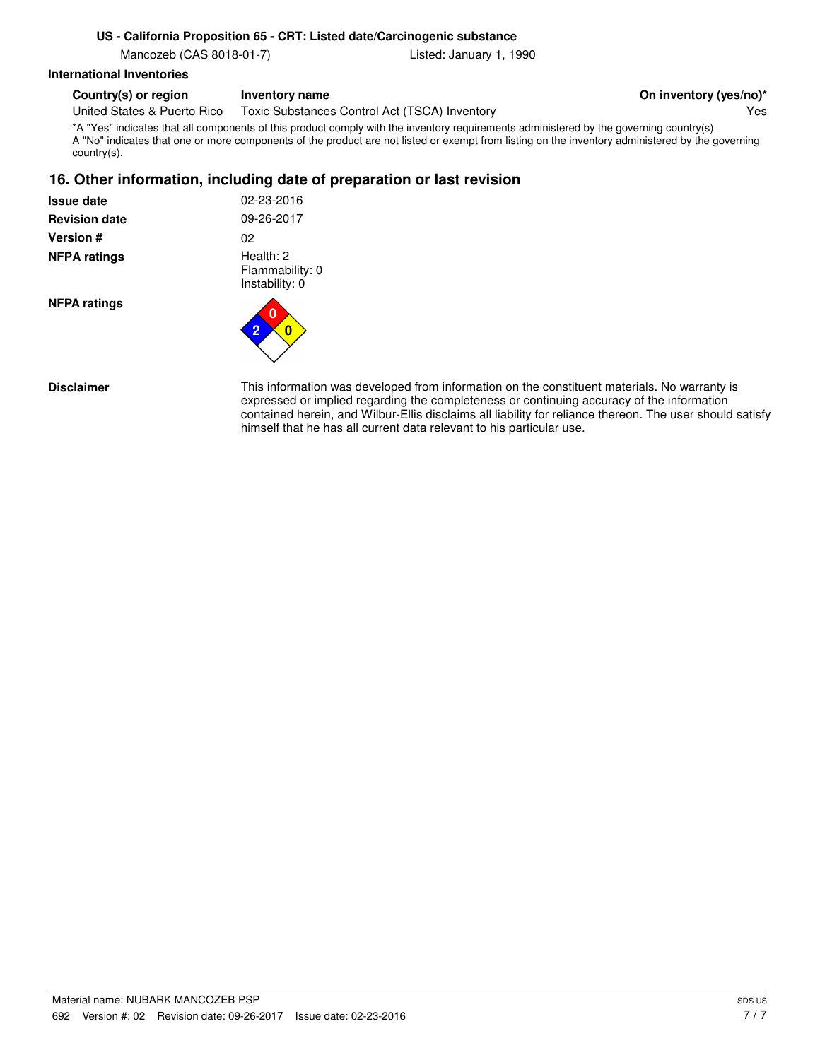**US - California Proposition 65 - CRT: Listed date/Carcinogenic substance**

| | |
|---|---|
| Mancozeb (CAS 8018-01-7) | Listed: January 1, 1990 |

**International Inventories**

| Country(s) or region | Inventory name | On inventory (yes/no)* |
|---|---|---|
| United States & Puerto Rico | Toxic Substances Control Act (TSCA) Inventory | Yes |

*A "Yes" indicates that all components of this product comply with the inventory requirements administered by the governing country(s)
A "No" indicates that one or more components of the product are not listed or exempt from listing on the inventory administered by the governing country(s).

## 16. Other information, including date of preparation or last revision

**Issue date** 02-23-2016

**Revision date** 09-26-2017

**Version #** 02

**NFPA ratings** Health: 2
Flammability: 0
Instability: 0

**NFPA ratings**

0
2 0

**Disclaimer** This information was developed from information on the constituent materials. No warranty is expressed or implied regarding the completeness or continuing accuracy of the information contained herein, and Wilbur-Ellis disclaims all liability for reliance thereon. The user should satisfy himself that he has all current data relevant to his particular use.